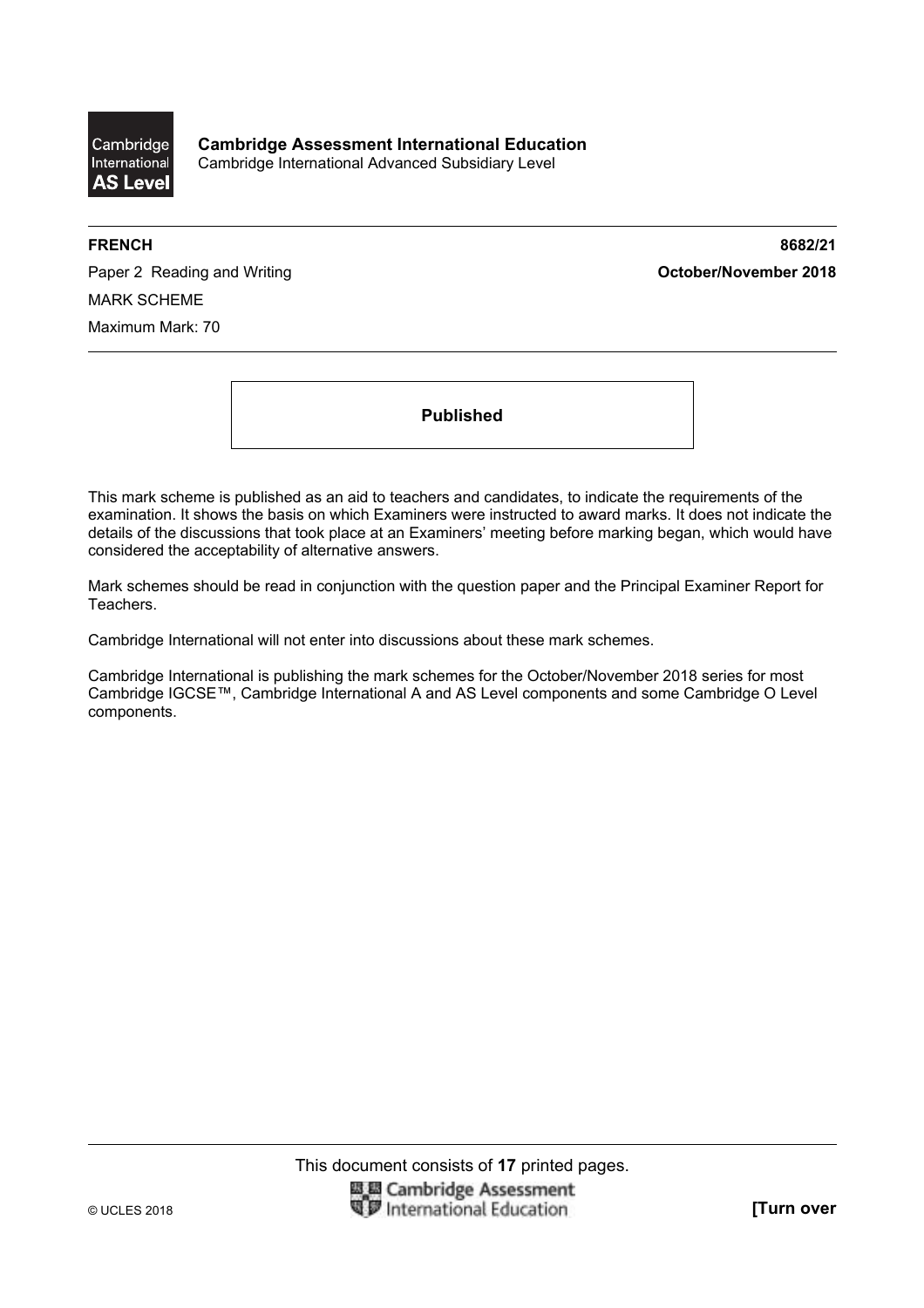**Cambridge Assessment International Education**
Cambridge International Advanced Subsidiary Level

**FRENCH** **8682/21**

Paper 2 Reading and Writing **October/November 2018**

MARK SCHEME

Maximum Mark: 70

**Published**

This mark scheme is published as an aid to teachers and candidates, to indicate the requirements of the examination. It shows the basis on which Examiners were instructed to award marks. It does not indicate the details of the discussions that took place at an Examiners' meeting before marking began, which would have considered the acceptability of alternative answers.

Mark schemes should be read in conjunction with the question paper and the Principal Examiner Report for Teachers.

Cambridge International will not enter into discussions about these mark schemes.

Cambridge International is publishing the mark schemes for the October/November 2018 series for most Cambridge IGCSE™, Cambridge International A and AS Level components and some Cambridge O Level components.

This document consists of **17** printed pages.

© UCLES 2018 **[Turn over**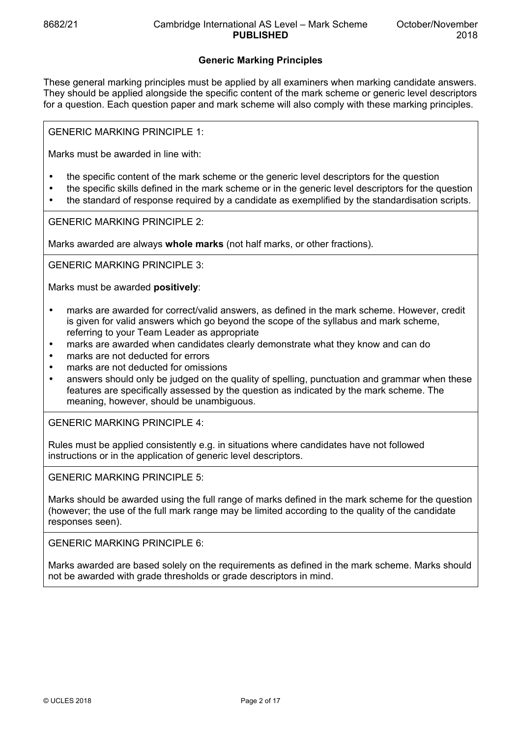## Generic Marking Principles

These general marking principles must be applied by all examiners when marking candidate answers. They should be applied alongside the specific content of the mark scheme or generic level descriptors for a question. Each question paper and mark scheme will also comply with these marking principles.

GENERIC MARKING PRINCIPLE 1:

Marks must be awarded in line with:

- the specific content of the mark scheme or the generic level descriptors for the question
- the specific skills defined in the mark scheme or in the generic level descriptors for the question
- the standard of response required by a candidate as exemplified by the standardisation scripts.

GENERIC MARKING PRINCIPLE 2:

Marks awarded are always **whole marks** (not half marks, or other fractions).

GENERIC MARKING PRINCIPLE 3:

Marks must be awarded **positively**:

- marks are awarded for correct/valid answers, as defined in the mark scheme. However, credit is given for valid answers which go beyond the scope of the syllabus and mark scheme, referring to your Team Leader as appropriate
- marks are awarded when candidates clearly demonstrate what they know and can do
- marks are not deducted for errors
- marks are not deducted for omissions
- answers should only be judged on the quality of spelling, punctuation and grammar when these features are specifically assessed by the question as indicated by the mark scheme. The meaning, however, should be unambiguous.

GENERIC MARKING PRINCIPLE 4:

Rules must be applied consistently e.g. in situations where candidates have not followed instructions or in the application of generic level descriptors.

GENERIC MARKING PRINCIPLE 5:

Marks should be awarded using the full range of marks defined in the mark scheme for the question (however; the use of the full mark range may be limited according to the quality of the candidate responses seen).

GENERIC MARKING PRINCIPLE 6:

Marks awarded are based solely on the requirements as defined in the mark scheme. Marks should not be awarded with grade thresholds or grade descriptors in mind.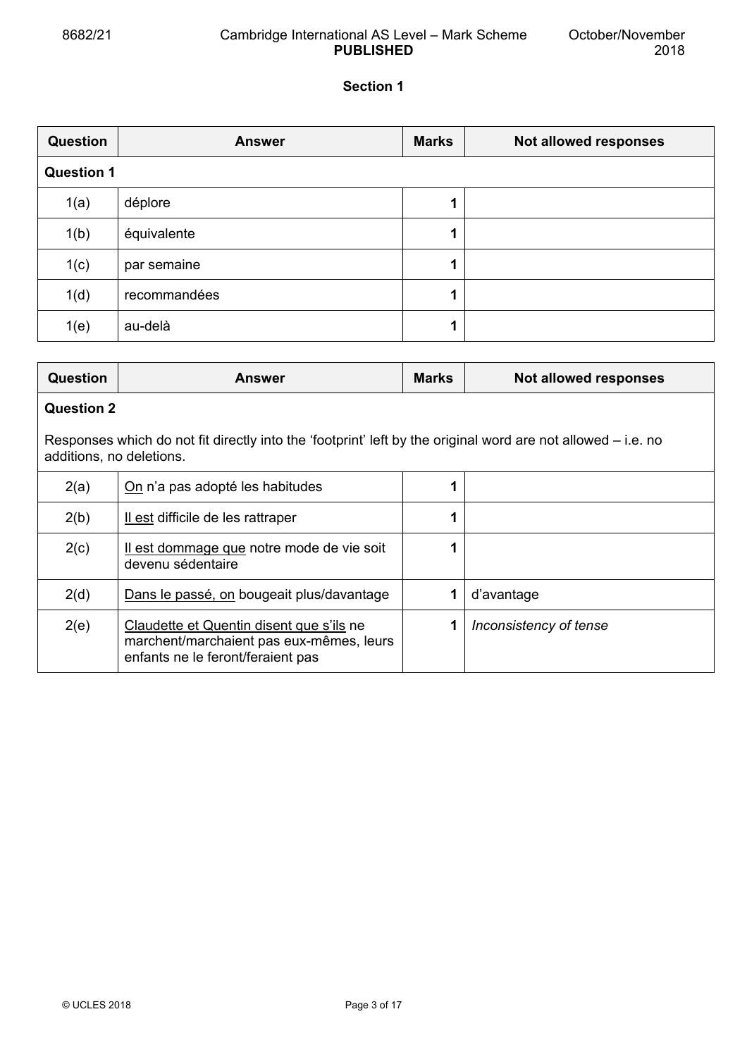## Section 1

| Question | Answer | Marks | Not allowed responses |
|---|---|---|---|
| **Question 1** | | | |
| 1(a) | déplore | **1** | |
| 1(b) | équivalente | **1** | |
| 1(c) | par semaine | **1** | |
| 1(d) | recommandées | **1** | |
| 1(e) | au-delà | **1** | |

| Question | Answer | Marks | Not allowed responses |
|---|---|---|---|
| **Question 2**<br><br>Responses which do not fit directly into the 'footprint' left by the original word are not allowed – i.e. no additions, no deletions. | | | |
| 2(a) | <u>On</u> n'a pas adopté les habitudes | **1** | |
| 2(b) | <u>Il est</u> difficile de les rattraper | **1** | |
| 2(c) | <u>Il est dommage que</u> notre mode de vie soit devenu sédentaire | **1** | |
| 2(d) | <u>Dans le passé, on</u> bougeait plus/davantage | **1** | d'avantage |
| 2(e) | <u>Claudette et Quentin disent que s'ils</u> ne marchent/marchaient pas eux-mêmes, leurs enfants ne le feront/feraient pas | **1** | *Inconsistency of tense* |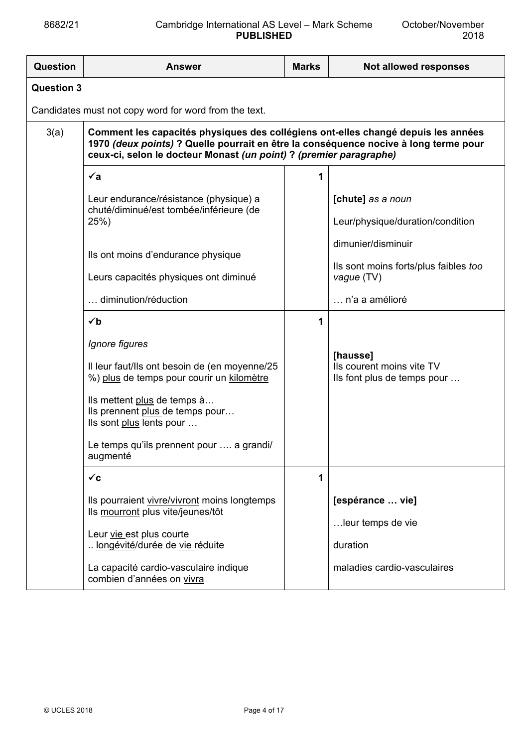| Question | Answer | Marks | Not allowed responses |
|---|---|---|---|
| **Question 3** | | | |
| Candidates must not copy word for word from the text. | | | |
| 3(a) | **Comment les capacités physiques des collégiens ont-elles changé depuis les années 1970 *(deux points)* ? Quelle pourrait en être la conséquence nocive à long terme pour ceux-ci, selon le docteur Monast *(un point)* ? *(premier paragraphe)*** | | |
| | **✓a**<br><br>Leur endurance/résistance (physique) a chuté/diminué/est tombée/inférieure (de 25%)<br><br>Ils ont moins d'endurance physique<br><br>Leurs capacités physiques ont diminué<br><br>… diminution/réduction | 1 | **[chute]** *as a noun*<br><br>Leur/physique/duration/condition<br><br>dimunier/disminuir<br><br>Ils sont moins forts/plus faibles *too vague* (TV)<br><br>… n'a a amélioré |
| | **✓b**<br><br>*Ignore figures*<br><br>Il leur faut/Ils ont besoin de (en moyenne/25 %) <u>plus</u> de temps pour courir un <u>kilomètre</u><br><br>Ils mettent <u>plus</u> de temps à…<br>Ils prennent <u>plus</u> de temps pour…<br>Ils sont <u>plus</u> lents pour …<br><br>Le temps qu'ils prennent pour …. a grandi/ augmenté | 1 | **[hausse]**<br>Ils courent moins vite TV<br>Ils font plus de temps pour … |
| | **✓c**<br><br>Ils pourraient <u>vivre/vivront</u> moins longtemps<br>Ils <u>mourront</u> plus vite/jeunes/tôt<br><br>Leur <u>vie</u> est plus courte<br>.. <u>longévité</u>/durée de <u>vie</u> réduite<br><br>La capacité cardio-vasculaire indique combien d'années on <u>vivra</u> | 1 | **[espérance … vie]**<br><br>…leur temps de vie<br><br>duration<br><br>maladies cardio-vasculaires |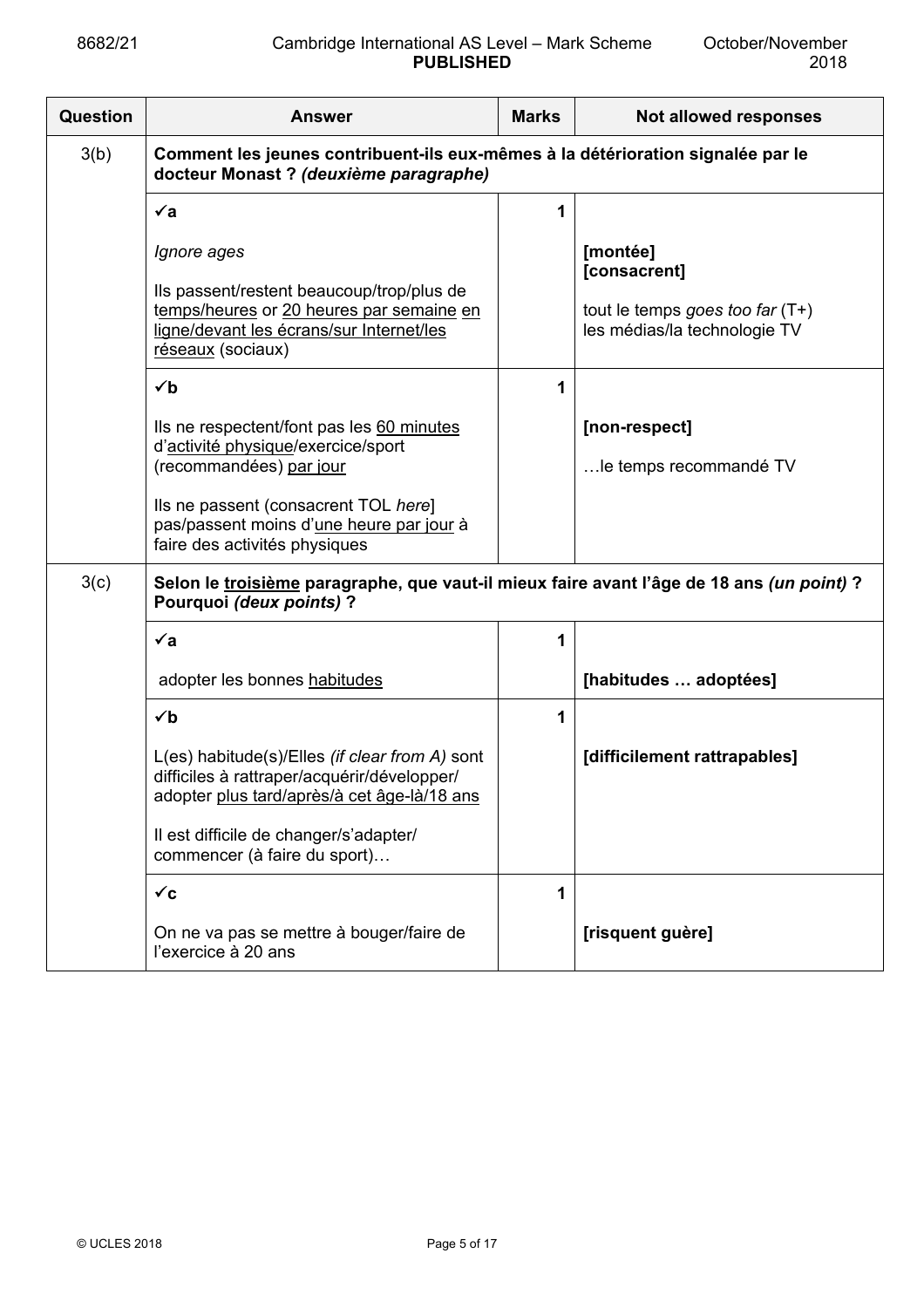| Question | Answer | Marks | Not allowed responses |
|---|---|---|---|
| 3(b) | **Comment les jeunes contribuent-ils eux-mêmes à la détérioration signalée par le docteur Monast ? *(deuxième paragraphe)*** | | |
| | **✓a**<br><br>*Ignore ages*<br><br>Ils passent/restent beaucoup/trop/plus de temps/heures or 20 heures par semaine en ligne/devant les écrans/sur Internet/les réseaux (sociaux) | 1 | **[montée]**<br>**[consacrent]**<br><br>tout le temps *goes too far* (T+)<br>les médias/la technologie TV |
| | **✓b**<br><br>Ils ne respectent/font pas les 60 minutes d'activité physique/exercice/sport (recommandées) par jour<br><br>Ils ne passent (consacrent TOL *here*] pas/passent moins d'une heure par jour à faire des activités physiques | 1 | **[non-respect]**<br><br>…le temps recommandé TV |
| 3(c) | **Selon le troisième paragraphe, que vaut-il mieux faire avant l'âge de 18 ans *(un point)* ? Pourquoi *(deux points)* ?** | | |
| | **✓a**<br><br>adopter les bonnes habitudes | 1 | **[habitudes … adoptées]** |
| | **✓b**<br><br>L(es) habitude(s)/Elles *(if clear from A)* sont difficiles à rattraper/acquérir/développer/ adopter plus tard/après/à cet âge-là/18 ans<br><br>Il est difficile de changer/s'adapter/ commencer (à faire du sport)… | 1 | **[difficilement rattrapables]** |
| | **✓c**<br><br>On ne va pas se mettre à bouger/faire de l'exercice à 20 ans | 1 | **[risquent guère]** |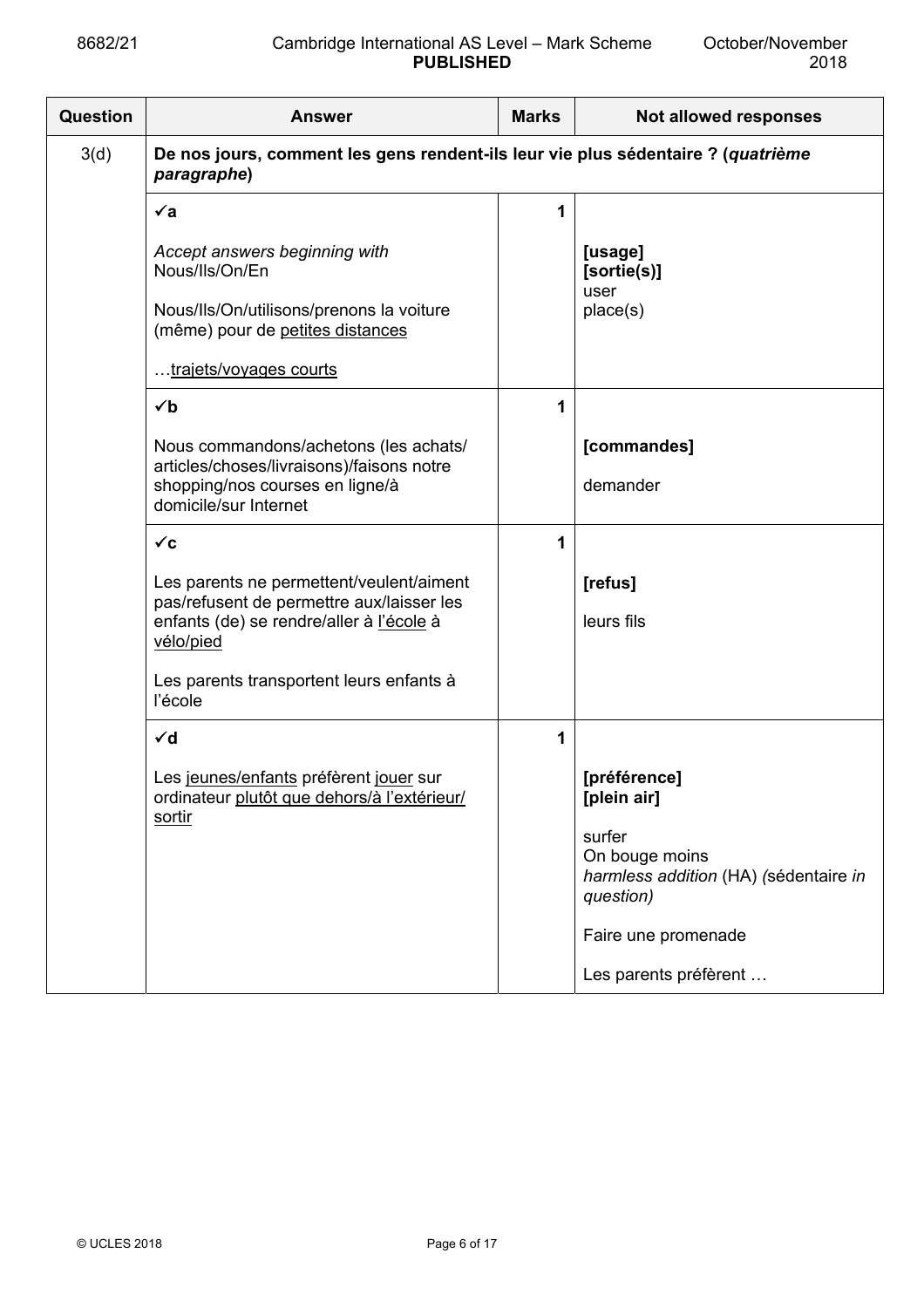| Question | Answer | Marks | Not allowed responses |
|---|---|---|---|
| 3(d) | **De nos jours, comment les gens rendent-ils leur vie plus sédentaire ? (*quatrième paragraphe*)** | | |
| | ✓**a**<br><br>*Accept answers beginning with* Nous/Ils/On/En<br><br>Nous/Ils/On/utilisons/prenons la voiture (même) pour de petites distances<br><br>…trajets/voyages courts | 1 | **[usage]**<br>**[sortie(s)]**<br>user<br>place(s) |
| | ✓**b**<br><br>Nous commandons/achetons (les achats/ articles/choses/livraisons)/faisons notre shopping/nos courses en ligne/à domicile/sur Internet | 1 | **[commandes]**<br><br>demander |
| | ✓**c**<br><br>Les parents ne permettent/veulent/aiment pas/refusent de permettre aux/laisser les enfants (de) se rendre/aller à l'école à vélo/pied<br><br>Les parents transportent leurs enfants à l'école | 1 | **[refus]**<br><br>leurs fils |
| | ✓**d**<br><br>Les jeunes/enfants préfèrent jouer sur ordinateur plutôt que dehors/à l'extérieur/ sortir | 1 | **[préférence]**<br>**[plein air]**<br><br>surfer<br>On bouge moins<br>*harmless addition* (HA) *(*sédentaire *in question)*<br><br>Faire une promenade<br><br>Les parents préfèrent … |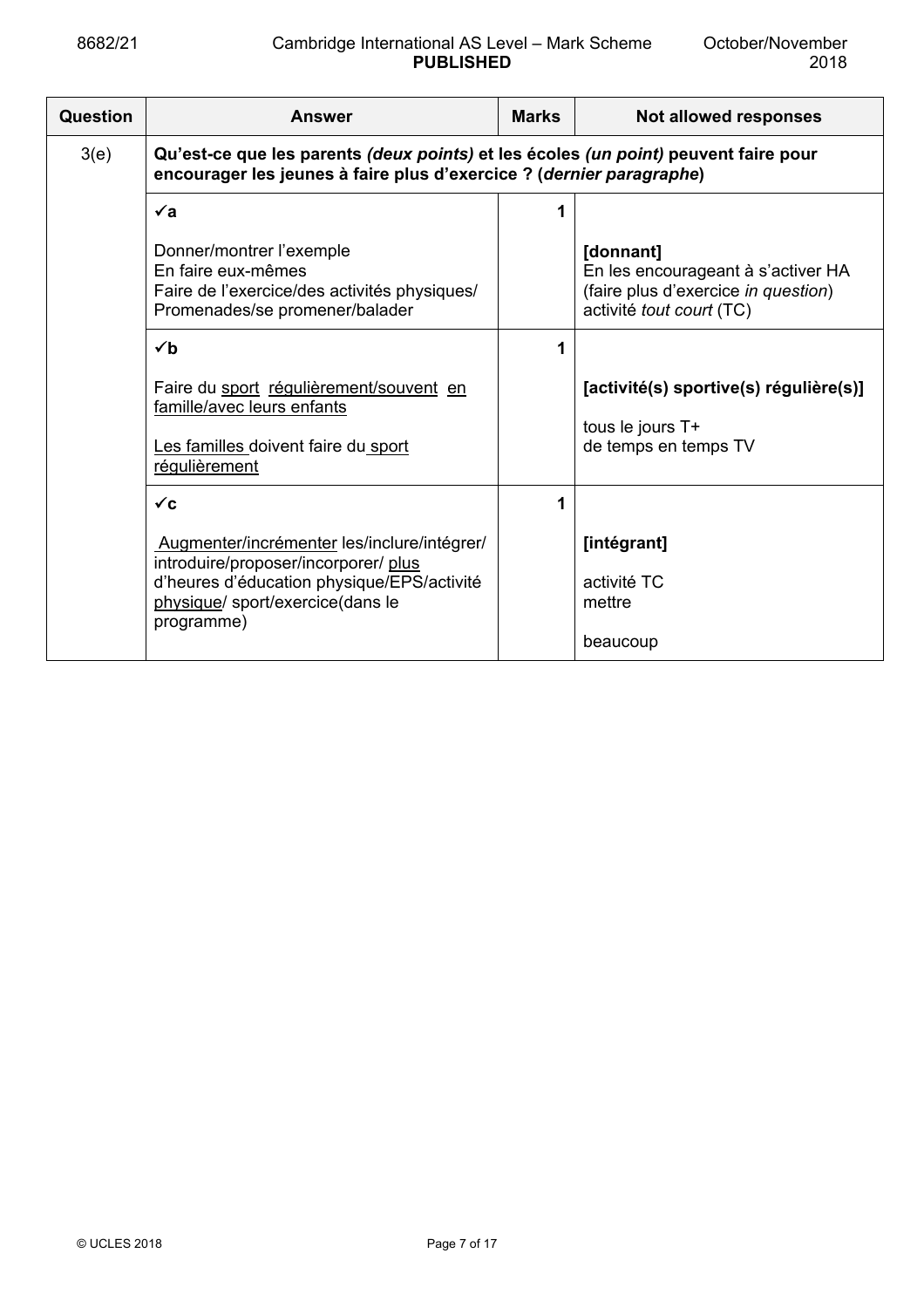| Question | Answer | Marks | Not allowed responses |
|---|---|---|---|
| 3(e) | **Qu'est-ce que les parents *(deux points)* et les écoles *(un point)* peuvent faire pour encourager les jeunes à faire plus d'exercice ? (*dernier paragraphe*)** | | |
| | **✓a**<br><br>Donner/montrer l'exemple<br>En faire eux-mêmes<br>Faire de l'exercice/des activités physiques/<br>Promenades/se promener/balader | 1 | **[donnant]**<br>En les encourageant à s'activer HA<br>(faire plus d'exercice *in question*)<br>activité *tout court* (TC) |
| | **✓b**<br><br>Faire du sport régulièrement/souvent en famille/avec leurs enfants<br><br>Les familles doivent faire du sport régulièrement | 1 | **[activité(s) sportive(s) régulière(s)]**<br><br>tous le jours T+<br>de temps en temps TV |
| | **✓c**<br><br>Augmenter/incrémenter les/inclure/intégrer/<br>introduire/proposer/incorporer/ plus d'heures d'éducation physique/EPS/activité physique/ sport/exercice(dans le programme) | 1 | **[intégrant]**<br><br>activité TC<br>mettre<br><br>beaucoup |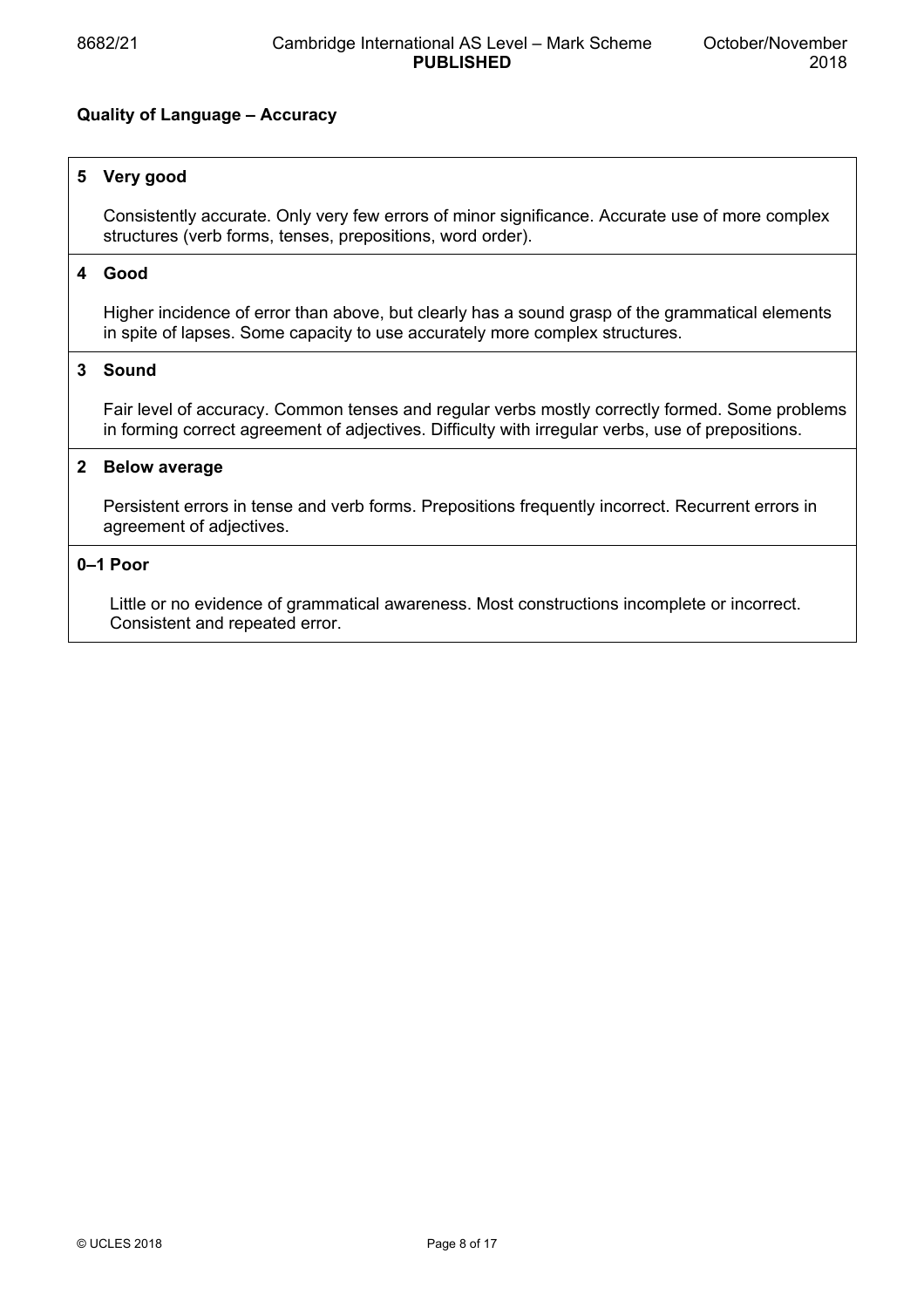**Quality of Language – Accuracy**

| | |
|---|---|
| **5** | **Very good**<br><br>Consistently accurate. Only very few errors of minor significance. Accurate use of more complex structures (verb forms, tenses, prepositions, word order). |
| **4** | **Good**<br><br>Higher incidence of error than above, but clearly has a sound grasp of the grammatical elements in spite of lapses. Some capacity to use accurately more complex structures. |
| **3** | **Sound**<br><br>Fair level of accuracy. Common tenses and regular verbs mostly correctly formed. Some problems in forming correct agreement of adjectives. Difficulty with irregular verbs, use of prepositions. |
| **2** | **Below average**<br><br>Persistent errors in tense and verb forms. Prepositions frequently incorrect. Recurrent errors in agreement of adjectives. |
| **0–1** | **Poor**<br><br>Little or no evidence of grammatical awareness. Most constructions incomplete or incorrect. Consistent and repeated error. |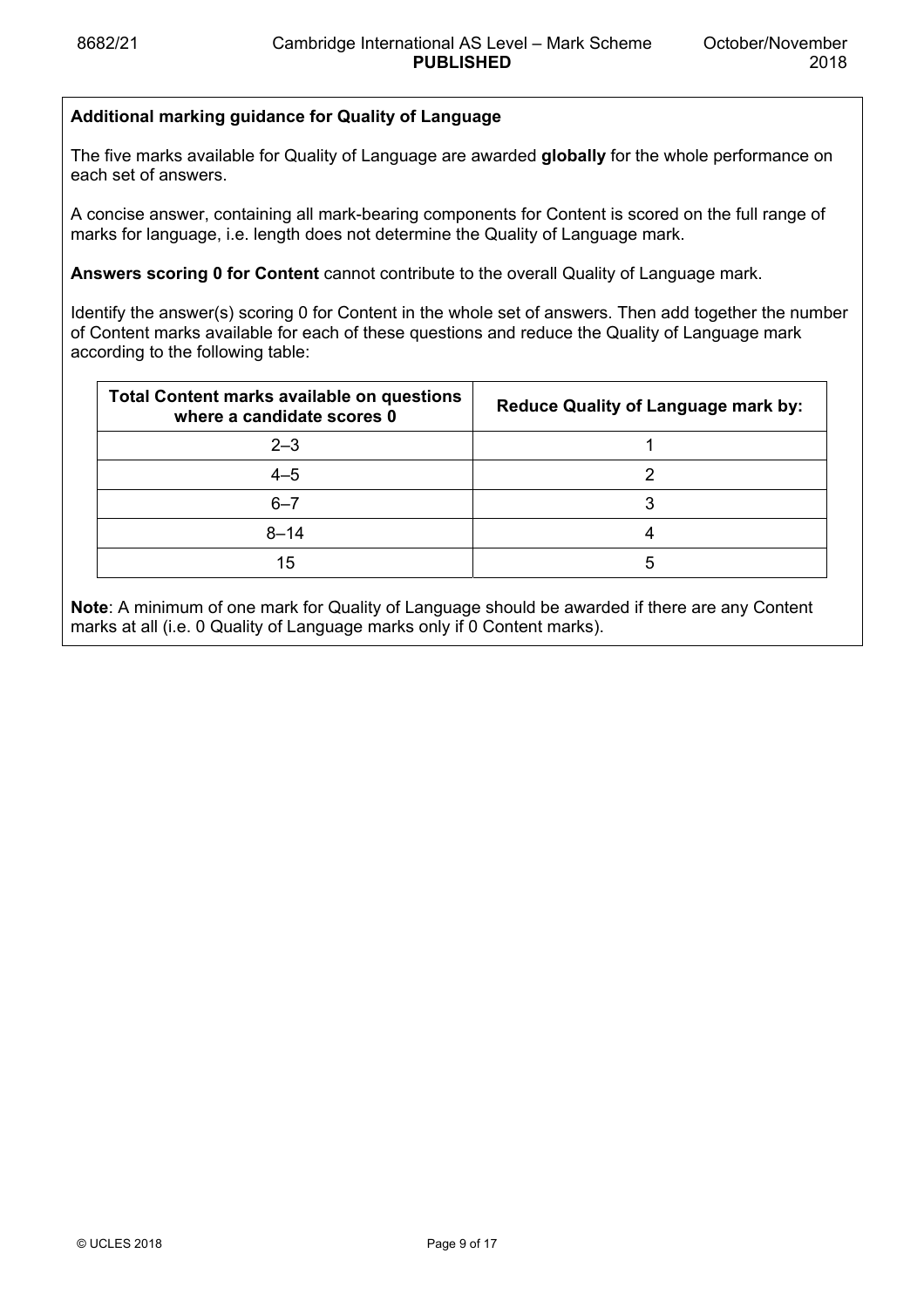**Additional marking guidance for Quality of Language**

The five marks available for Quality of Language are awarded **globally** for the whole performance on each set of answers.

A concise answer, containing all mark-bearing components for Content is scored on the full range of marks for language, i.e. length does not determine the Quality of Language mark.

**Answers scoring 0 for Content** cannot contribute to the overall Quality of Language mark.

Identify the answer(s) scoring 0 for Content in the whole set of answers. Then add together the number of Content marks available for each of these questions and reduce the Quality of Language mark according to the following table:

| Total Content marks available on questions where a candidate scores 0 | Reduce Quality of Language mark by: |
|---|---|
| 2–3 | 1 |
| 4–5 | 2 |
| 6–7 | 3 |
| 8–14 | 4 |
| 15 | 5 |

**Note**: A minimum of one mark for Quality of Language should be awarded if there are any Content marks at all (i.e. 0 Quality of Language marks only if 0 Content marks).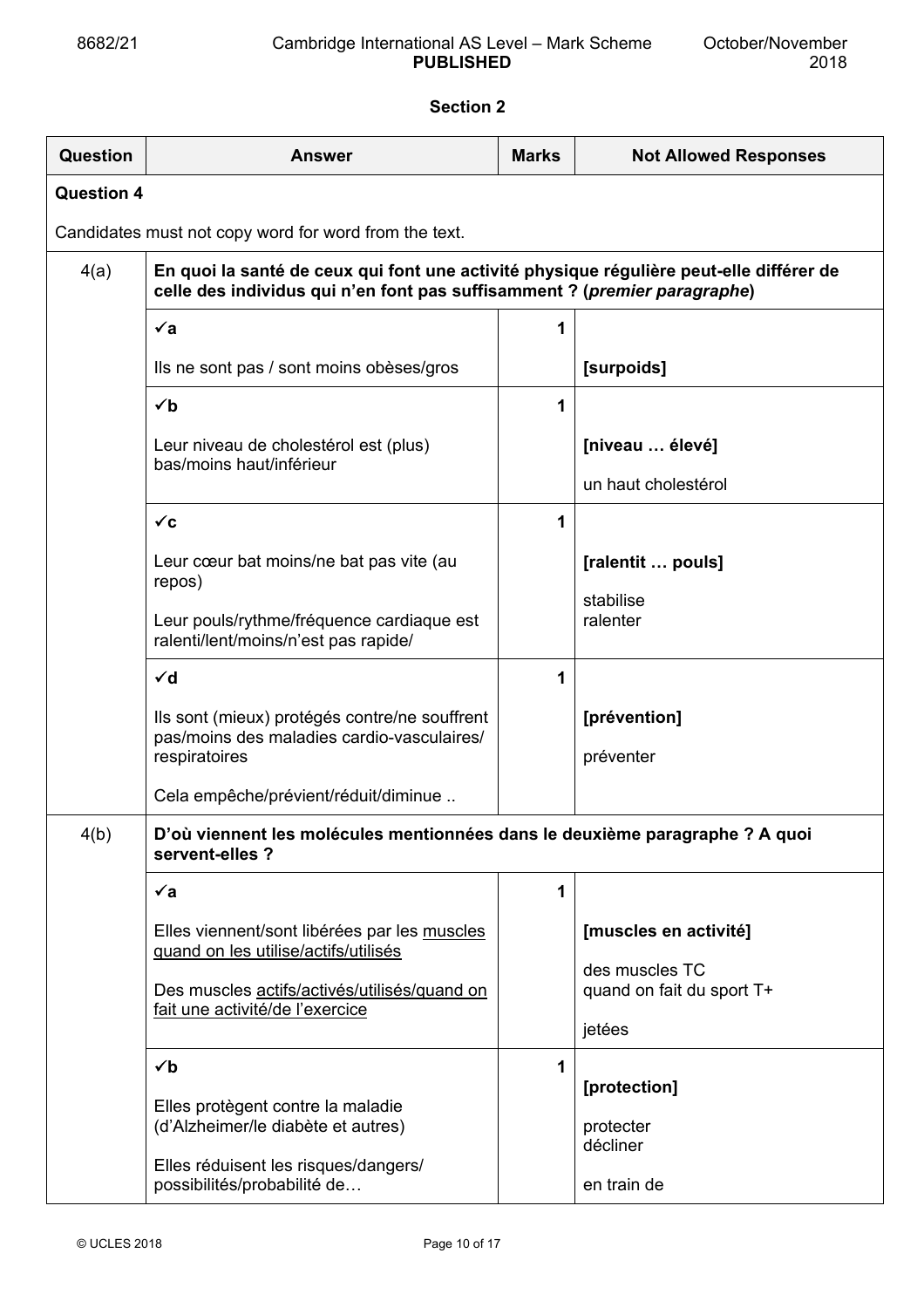## Section 2

| Question | Answer | Marks | Not Allowed Responses |
|---|---|---|---|
| **Question 4** | | | |
| Candidates must not copy word for word from the text. | | | |
| 4(a) | **En quoi la santé de ceux qui font une activité physique régulière peut-elle différer de celle des individus qui n'en font pas suffisamment ? (*premier paragraphe*)** | | |
| | ✓**a**<br><br>Ils ne sont pas / sont moins obèses/gros | 1 | <br><br>**[surpoids]** |
| | ✓**b**<br><br>Leur niveau de cholestérol est (plus) bas/moins haut/inférieur | 1 | <br><br>**[niveau … élevé]**<br><br>un haut cholestérol |
| | ✓**c**<br><br>Leur cœur bat moins/ne bat pas vite (au repos)<br><br>Leur pouls/rythme/fréquence cardiaque est ralenti/lent/moins/n'est pas rapide/ | 1 | <br><br>**[ralentit … pouls]**<br><br>stabilise<br>ralenter |
| | ✓**d**<br><br>Ils sont (mieux) protégés contre/ne souffrent pas/moins des maladies cardio-vasculaires/ respiratoires<br><br>Cela empêche/prévient/réduit/diminue .. | 1 | <br><br>**[prévention]**<br><br>préventer |
| 4(b) | **D'où viennent les molécules mentionnées dans le deuxième paragraphe ? A quoi servent-elles ?** | | |
| | ✓**a**<br><br>Elles viennent/sont libérées par les <u>muscles quand on les utilise/actifs/utilisés</u><br><br>Des muscles <u>actifs/activés/utilisés/quand on fait une activité/de l'exercice</u> | 1 | <br><br>**[muscles en activité]**<br><br>des muscles TC<br>quand on fait du sport T+<br><br>jetées |
| | ✓**b**<br><br>Elles protègent contre la maladie (d'Alzheimer/le diabète et autres)<br><br>Elles réduisent les risques/dangers/ possibilités/probabilité de… | 1 | <br>**[protection]**<br><br>protecter<br>décliner<br><br>en train de |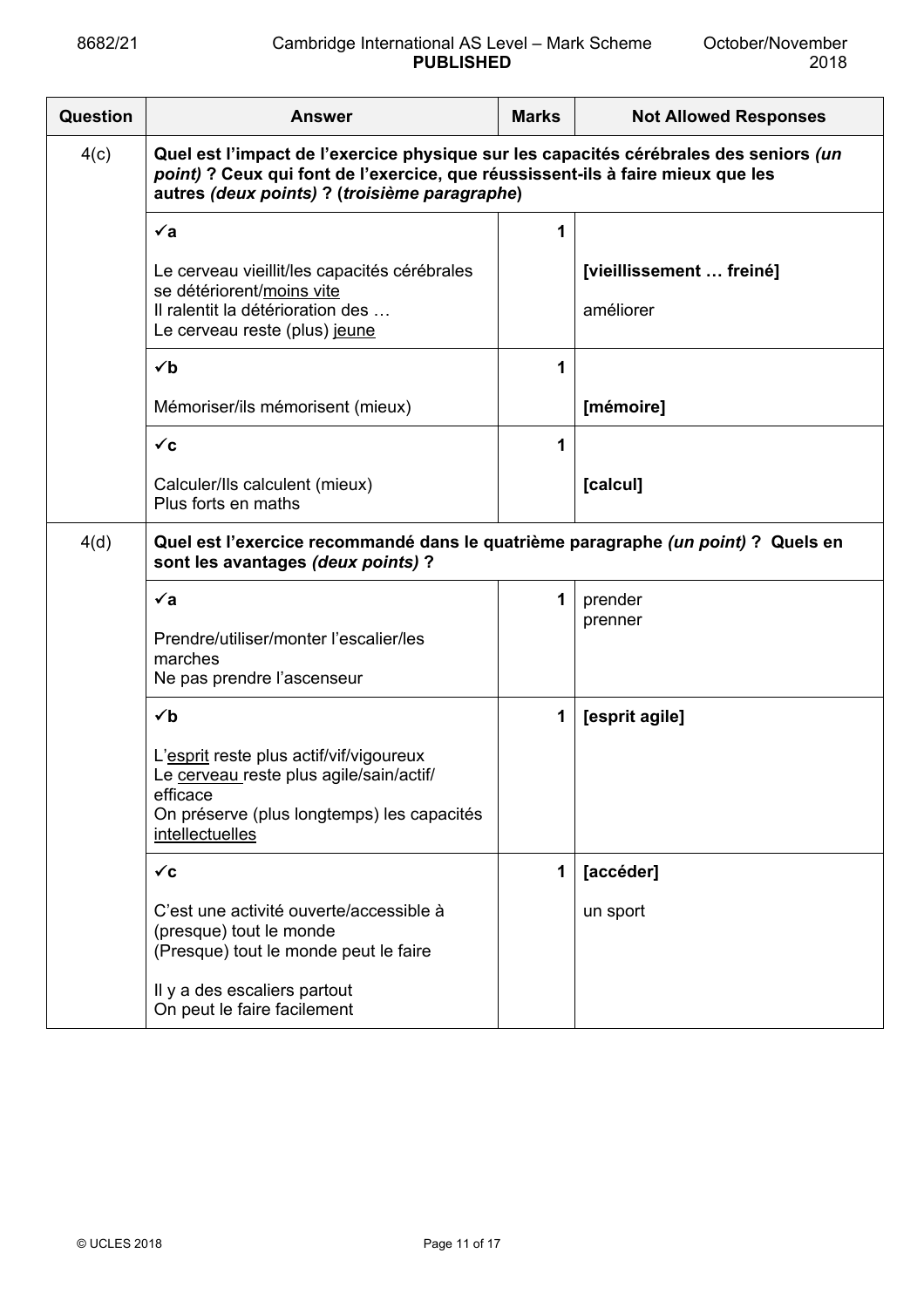| Question | Answer | Marks | Not Allowed Responses |
|---|---|---|---|
| 4(c) | **Quel est l'impact de l'exercice physique sur les capacités cérébrales des seniors *(un point)* ? Ceux qui font de l'exercice, que réussissent-ils à faire mieux que les autres *(deux points)* ? (*troisième paragraphe*)** | | |
| | ✓**a**<br><br>Le cerveau vieillit/les capacités cérébrales se détériorent/<u>moins vite</u><br>Il ralentit la détérioration des …<br>Le cerveau reste (plus) <u>jeune</u> | 1 | **[vieillissement … freiné]**<br><br>améliorer |
| | ✓**b**<br><br>Mémoriser/ils mémorisent (mieux) | 1 | **[mémoire]** |
| | ✓**c**<br><br>Calculer/Ils calculent (mieux)<br>Plus forts en maths | 1 | **[calcul]** |
| 4(d) | **Quel est l'exercice recommandé dans le quatrième paragraphe *(un point)* ? Quels en sont les avantages *(deux points)* ?** | | |
| | ✓**a**<br><br>Prendre/utiliser/monter l'escalier/les marches<br>Ne pas prendre l'ascenseur | 1 | prender<br>prenner |
| | ✓**b**<br><br>L'<u>esprit</u> reste plus actif/vif/vigoureux<br>Le <u>cerveau</u> reste plus agile/sain/actif/efficace<br>On préserve (plus longtemps) les capacités <u>intellectuelles</u> | 1 | **[esprit agile]** |
| | ✓**c**<br><br>C'est une activité ouverte/accessible à (presque) tout le monde<br>(Presque) tout le monde peut le faire<br><br>Il y a des escaliers partout<br>On peut le faire facilement | 1 | **[accéder]**<br><br>un sport |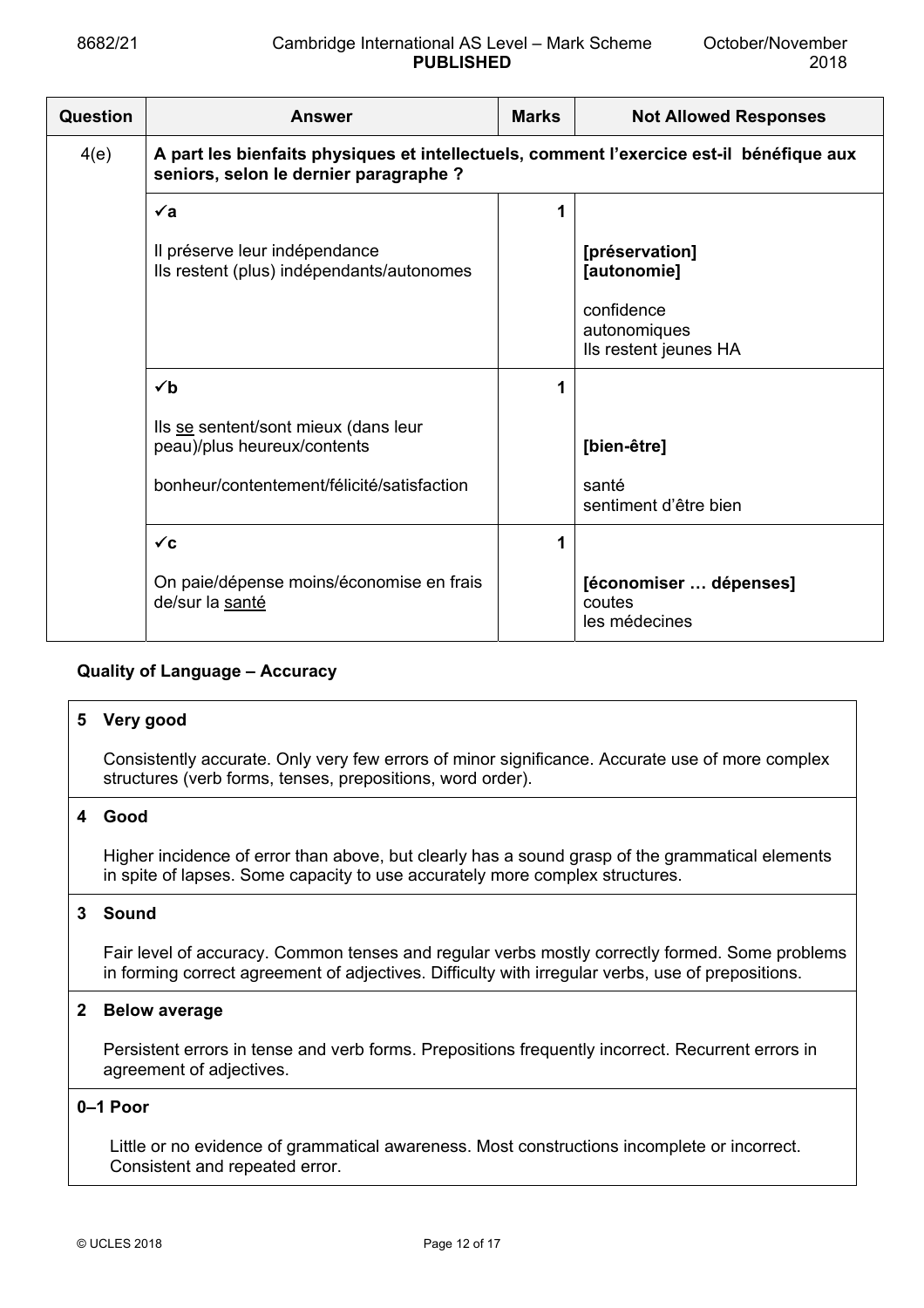| Question | Answer | Marks | Not Allowed Responses |
|---|---|---|---|
| 4(e) | **A part les bienfaits physiques et intellectuels, comment l'exercice est-il bénéfique aux seniors, selon le dernier paragraphe ?** | | |
| | ✓**a**<br><br>Il préserve leur indépendance<br>Ils restent (plus) indépendants/autonomes | 1 | <br><br>**[préservation]**<br>**[autonomie]**<br><br>confidence<br>autonomiques<br>Ils restent jeunes HA |
| | ✓**b**<br><br>Ils <u>se</u> sentent/sont mieux (dans leur peau)/plus heureux/contents<br><br>bonheur/contentement/félicité/satisfaction | 1 | <br><br>**[bien-être]**<br><br>santé<br>sentiment d'être bien |
| | ✓**c**<br><br>On paie/dépense moins/économise en frais de/sur la <u>santé</u> | 1 | <br><br>**[économiser … dépenses]**<br>coutes<br>les médecines |

**Quality of Language – Accuracy**

| |
|---|
| **5 Very good**<br><br>Consistently accurate. Only very few errors of minor significance. Accurate use of more complex structures (verb forms, tenses, prepositions, word order). |
| **4 Good**<br><br>Higher incidence of error than above, but clearly has a sound grasp of the grammatical elements in spite of lapses. Some capacity to use accurately more complex structures. |
| **3 Sound**<br><br>Fair level of accuracy. Common tenses and regular verbs mostly correctly formed. Some problems in forming correct agreement of adjectives. Difficulty with irregular verbs, use of prepositions. |
| **2 Below average**<br><br>Persistent errors in tense and verb forms. Prepositions frequently incorrect. Recurrent errors in agreement of adjectives. |
| **0–1 Poor**<br><br>Little or no evidence of grammatical awareness. Most constructions incomplete or incorrect. Consistent and repeated error. |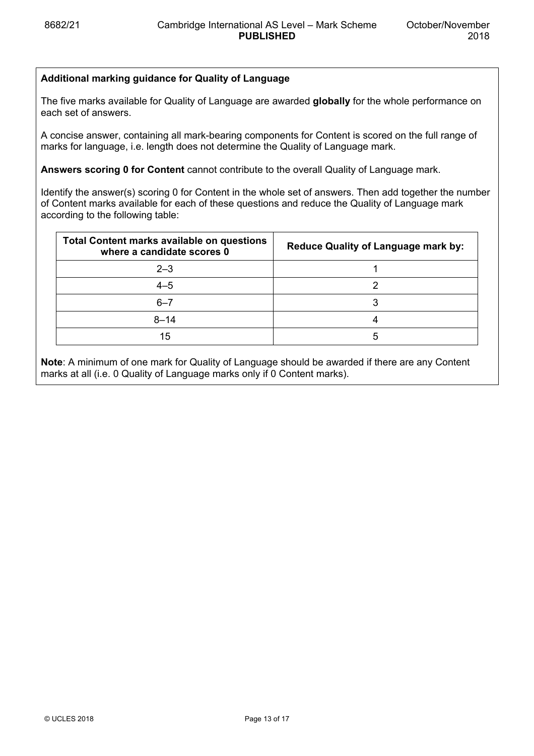**Additional marking guidance for Quality of Language**

The five marks available for Quality of Language are awarded **globally** for the whole performance on each set of answers.

A concise answer, containing all mark-bearing components for Content is scored on the full range of marks for language, i.e. length does not determine the Quality of Language mark.

**Answers scoring 0 for Content** cannot contribute to the overall Quality of Language mark.

Identify the answer(s) scoring 0 for Content in the whole set of answers. Then add together the number of Content marks available for each of these questions and reduce the Quality of Language mark according to the following table:

| Total Content marks available on questions where a candidate scores 0 | Reduce Quality of Language mark by: |
|---|---|
| 2–3 | 1 |
| 4–5 | 2 |
| 6–7 | 3 |
| 8–14 | 4 |
| 15 | 5 |

**Note**: A minimum of one mark for Quality of Language should be awarded if there are any Content marks at all (i.e. 0 Quality of Language marks only if 0 Content marks).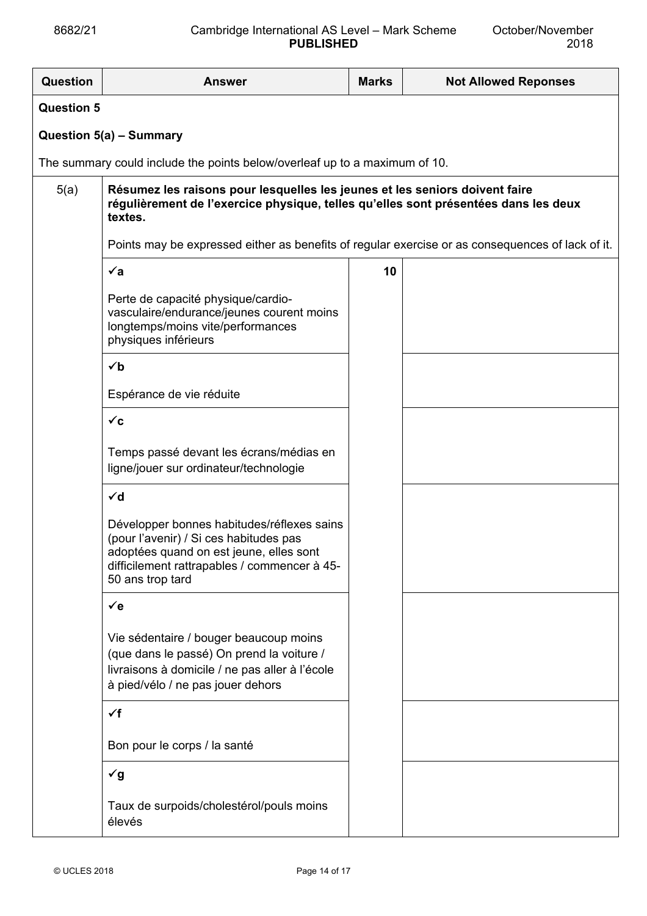| Question | Answer | Marks | Not Allowed Reponses |
|---|---|---|---|
| **Question 5** | | | |
| **Question 5(a) – Summary** | | | |
| The summary could include the points below/overleaf up to a maximum of 10. | | | |
| 5(a) | **Résumez les raisons pour lesquelles les jeunes et les seniors doivent faire régulièrement de l'exercice physique, telles qu'elles sont présentées dans les deux textes.**<br><br>Points may be expressed either as benefits of regular exercise or as consequences of lack of it. | | |
| | **✓a**<br><br>Perte de capacité physique/cardio-vasculaire/endurance/jeunes courent moins longtemps/moins vite/performances physiques inférieurs | **10** | |
| | **✓b**<br><br>Espérance de vie réduite | | |
| | **✓c**<br><br>Temps passé devant les écrans/médias en ligne/jouer sur ordinateur/technologie | | |
| | **✓d**<br><br>Développer bonnes habitudes/réflexes sains (pour l'avenir) / Si ces habitudes pas adoptées quand on est jeune, elles sont difficilement rattrapables / commencer à 45-50 ans trop tard | | |
| | **✓e**<br><br>Vie sédentaire / bouger beaucoup moins (que dans le passé) On prend la voiture / livraisons à domicile / ne pas aller à l'école à pied/vélo / ne pas jouer dehors | | |
| | **✓f**<br><br>Bon pour le corps / la santé | | |
| | **✓g**<br><br>Taux de surpoids/cholestérol/pouls moins élevés | | |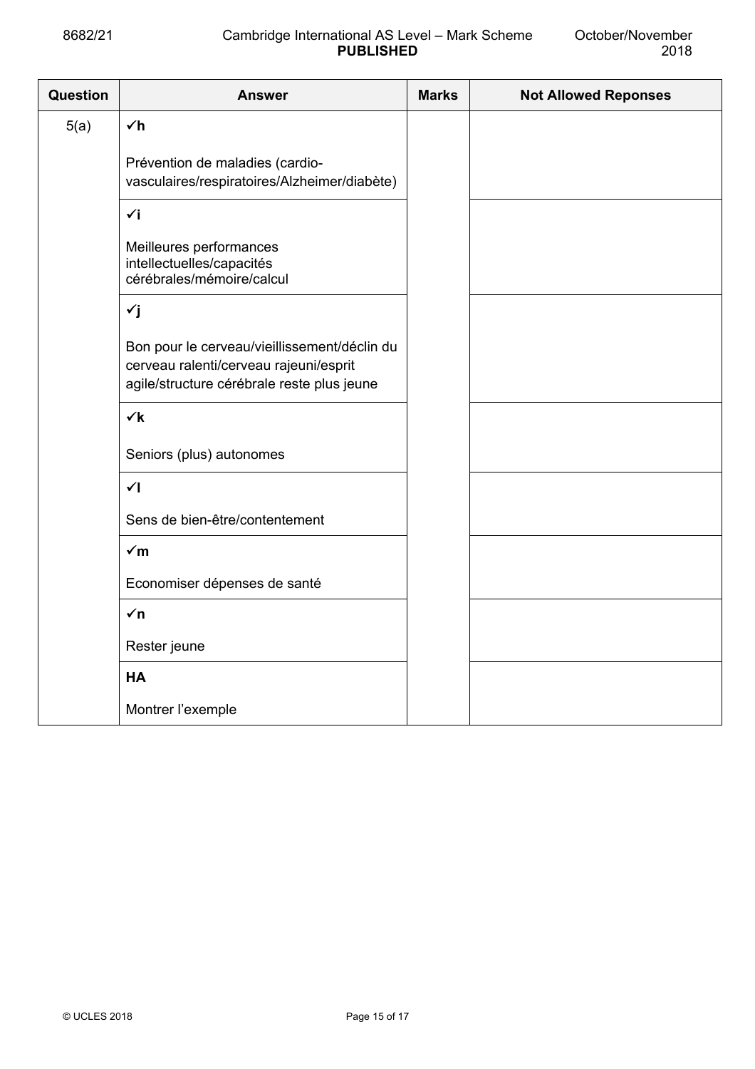| Question | Answer | Marks | Not Allowed Reponses |
| --- | --- | --- | --- |
| 5(a) | ✓**h**<br><br>Prévention de maladies (cardio-vasculaires/respiratoires/Alzheimer/diabète) | | |
| | ✓**i**<br><br>Meilleures performances intellectuelles/capacités cérébrales/mémoire/calcul | | |
| | ✓**j**<br><br>Bon pour le cerveau/vieillissement/déclin du cerveau ralenti/cerveau rajeuni/esprit agile/structure cérébrale reste plus jeune | | |
| | ✓**k**<br><br>Seniors (plus) autonomes | | |
| | ✓**l**<br><br>Sens de bien-être/contentement | | |
| | ✓**m**<br><br>Economiser dépenses de santé | | |
| | ✓**n**<br><br>Rester jeune | | |
| | **HA**<br><br>Montrer l'exemple | | |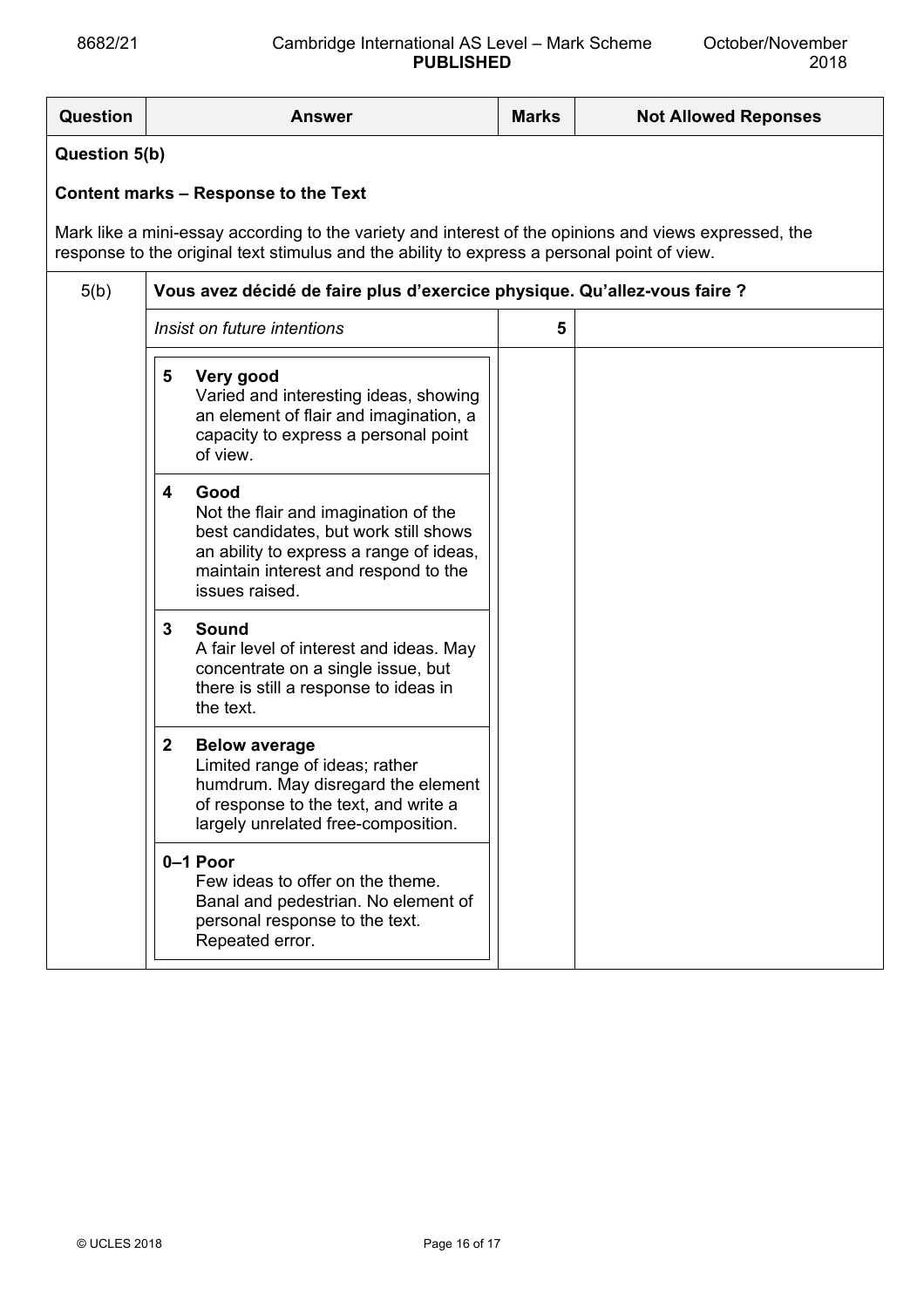| Question | Answer | Marks | Not Allowed Reponses |
|---|---|---|---|
| **Question 5(b)** | | | |
| **Content marks – Response to the Text** | | | |
| Mark like a mini-essay according to the variety and interest of the opinions and views expressed, the response to the original text stimulus and the ability to express a personal point of view. | | | |
| 5(b) | **Vous avez décidé de faire plus d'exercice physique. Qu'allez-vous faire ?** | | |
| | *Insist on future intentions* | 5 | |
| | **5 Very good** Varied and interesting ideas, showing an element of flair and imagination, a capacity to express a personal point of view. | | |
| | **4 Good** Not the flair and imagination of the best candidates, but work still shows an ability to express a range of ideas, maintain interest and respond to the issues raised. | | |
| | **3 Sound** A fair level of interest and ideas. May concentrate on a single issue, but there is still a response to ideas in the text. | | |
| | **2 Below average** Limited range of ideas; rather humdrum. May disregard the element of response to the text, and write a largely unrelated free-composition. | | |
| | **0–1 Poor** Few ideas to offer on the theme. Banal and pedestrian. No element of personal response to the text. Repeated error. | | |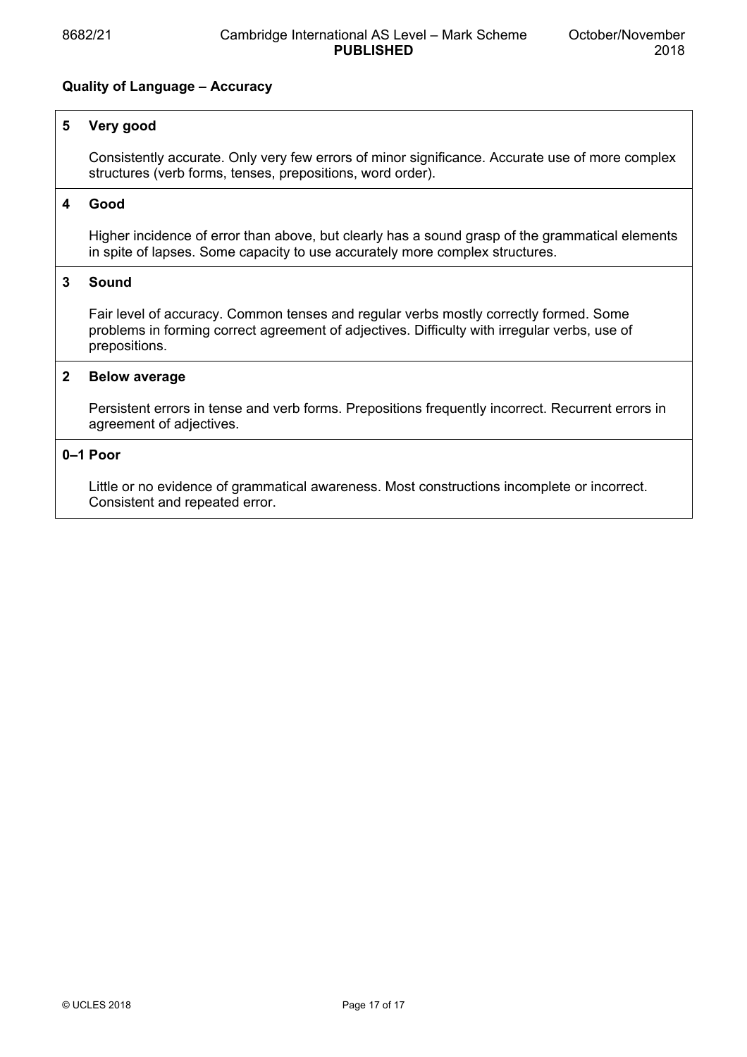**Quality of Language – Accuracy**

| | |
|---|---|
| **5** | **Very good**<br><br>Consistently accurate. Only very few errors of minor significance. Accurate use of more complex structures (verb forms, tenses, prepositions, word order). |
| **4** | **Good**<br><br>Higher incidence of error than above, but clearly has a sound grasp of the grammatical elements in spite of lapses. Some capacity to use accurately more complex structures. |
| **3** | **Sound**<br><br>Fair level of accuracy. Common tenses and regular verbs mostly correctly formed. Some problems in forming correct agreement of adjectives. Difficulty with irregular verbs, use of prepositions. |
| **2** | **Below average**<br><br>Persistent errors in tense and verb forms. Prepositions frequently incorrect. Recurrent errors in agreement of adjectives. |
| **0–1** | **Poor**<br><br>Little or no evidence of grammatical awareness. Most constructions incomplete or incorrect. Consistent and repeated error. |